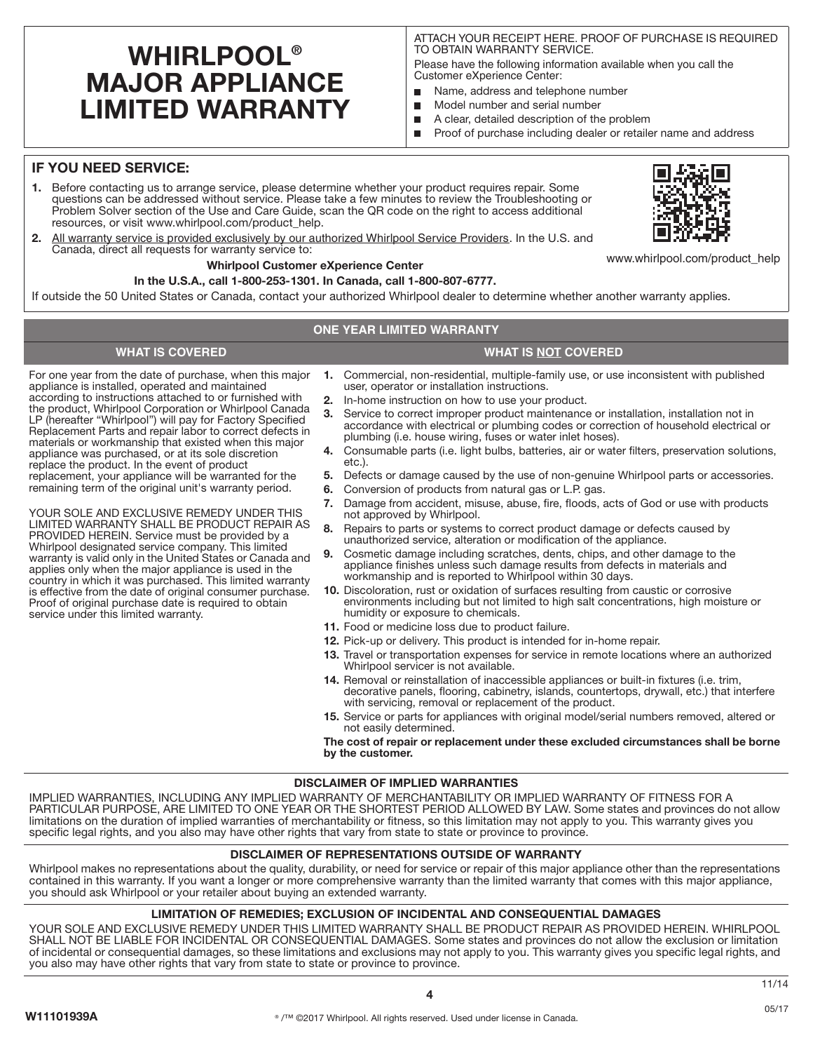# WHIRLPOOL® MAJOR APPLIANCE LIMITED WARRANTY

ATTACH YOUR RECEIPT HERE. PROOF OF PURCHASE IS REQUIRED TO OBTAIN WARRANTY SERVICE.

Please have the following information available when you call the Customer eXperience Center:

- Name, address and telephone number
- Model number and serial number
- A clear, detailed description of the problem
- Proof of purchase including dealer or retailer name and address

## IF YOU NEED SERVICE:

1. Before contacting us to arrange service, please determine whether your product requires repair. Some questions can be addressed without service. Please take a few minutes to review the Troubleshooting or Problem Solver section of the Use and Care Guide, scan the QR code on the right to access additional resources, or visit www.whirlpool.com/product_help.
2. All warranty service is provided exclusively by our authorized Whirlpool Service Providers. In the U.S. and Canada, direct all requests for warranty service to:

**Whirlpool Customer eXperience Center**

**In the U.S.A., call 1-800-253-1301. In Canada, call 1-800-807-6777.**

www.whirlpool.com/product_help

If outside the 50 United States or Canada, contact your authorized Whirlpool dealer to determine whether another warranty applies.

## ONE YEAR LIMITED WARRANTY

### WHAT IS COVERED

For one year from the date of purchase, when this major appliance is installed, operated and maintained according to instructions attached to or furnished with the product, Whirlpool Corporation or Whirlpool Canada LP (hereafter "Whirlpool") will pay for Factory Specified Replacement Parts and repair labor to correct defects in materials or workmanship that existed when this major appliance was purchased, or at its sole discretion replace the product. In the event of product replacement, your appliance will be warranted for the remaining term of the original unit's warranty period.

YOUR SOLE AND EXCLUSIVE REMEDY UNDER THIS LIMITED WARRANTY SHALL BE PRODUCT REPAIR AS PROVIDED HEREIN. Service must be provided by a Whirlpool designated service company. This limited warranty is valid only in the United States or Canada and applies only when the major appliance is used in the country in which it was purchased. This limited warranty is effective from the date of original consumer purchase. Proof of original purchase date is required to obtain service under this limited warranty.

### WHAT IS NOT COVERED

1. Commercial, non-residential, multiple-family use, or use inconsistent with published user, operator or installation instructions.
2. In-home instruction on how to use your product.
3. Service to correct improper product maintenance or installation, installation not in accordance with electrical or plumbing codes or correction of household electrical or plumbing (i.e. house wiring, fuses or water inlet hoses).
4. Consumable parts (i.e. light bulbs, batteries, air or water filters, preservation solutions, etc.).
5. Defects or damage caused by the use of non-genuine Whirlpool parts or accessories.
6. Conversion of products from natural gas or L.P. gas.
7. Damage from accident, misuse, abuse, fire, floods, acts of God or use with products not approved by Whirlpool.
8. Repairs to parts or systems to correct product damage or defects caused by unauthorized service, alteration or modification of the appliance.
9. Cosmetic damage including scratches, dents, chips, and other damage to the appliance finishes unless such damage results from defects in materials and workmanship and is reported to Whirlpool within 30 days.
10. Discoloration, rust or oxidation of surfaces resulting from caustic or corrosive environments including but not limited to high salt concentrations, high moisture or humidity or exposure to chemicals.
11. Food or medicine loss due to product failure.
12. Pick-up or delivery. This product is intended for in-home repair.
13. Travel or transportation expenses for service in remote locations where an authorized Whirlpool servicer is not available.
14. Removal or reinstallation of inaccessible appliances or built-in fixtures (i.e. trim, decorative panels, flooring, cabinetry, islands, countertops, drywall, etc.) that interfere with servicing, removal or replacement of the product.
15. Service or parts for appliances with original model/serial numbers removed, altered or not easily determined.

**The cost of repair or replacement under these excluded circumstances shall be borne by the customer.**

### DISCLAIMER OF IMPLIED WARRANTIES

IMPLIED WARRANTIES, INCLUDING ANY IMPLIED WARRANTY OF MERCHANTABILITY OR IMPLIED WARRANTY OF FITNESS FOR A PARTICULAR PURPOSE, ARE LIMITED TO ONE YEAR OR THE SHORTEST PERIOD ALLOWED BY LAW. Some states and provinces do not allow limitations on the duration of implied warranties of merchantability or fitness, so this limitation may not apply to you. This warranty gives you specific legal rights, and you also may have other rights that vary from state to state or province to province.

### DISCLAIMER OF REPRESENTATIONS OUTSIDE OF WARRANTY

Whirlpool makes no representations about the quality, durability, or need for service or repair of this major appliance other than the representations contained in this warranty. If you want a longer or more comprehensive warranty than the limited warranty that comes with this major appliance, you should ask Whirlpool or your retailer about buying an extended warranty.

### LIMITATION OF REMEDIES; EXCLUSION OF INCIDENTAL AND CONSEQUENTIAL DAMAGES

YOUR SOLE AND EXCLUSIVE REMEDY UNDER THIS LIMITED WARRANTY SHALL BE PRODUCT REPAIR AS PROVIDED HEREIN. WHIRLPOOL SHALL NOT BE LIABLE FOR INCIDENTAL OR CONSEQUENTIAL DAMAGES. Some states and provinces do not allow the exclusion or limitation of incidental or consequential damages, so these limitations and exclusions may not apply to you. This warranty gives you specific legal rights, and you also may have other rights that vary from state to state or province to province.

11/14

W11101939A

® /™ ©2017 Whirlpool. All rights reserved. Used under license in Canada.

05/17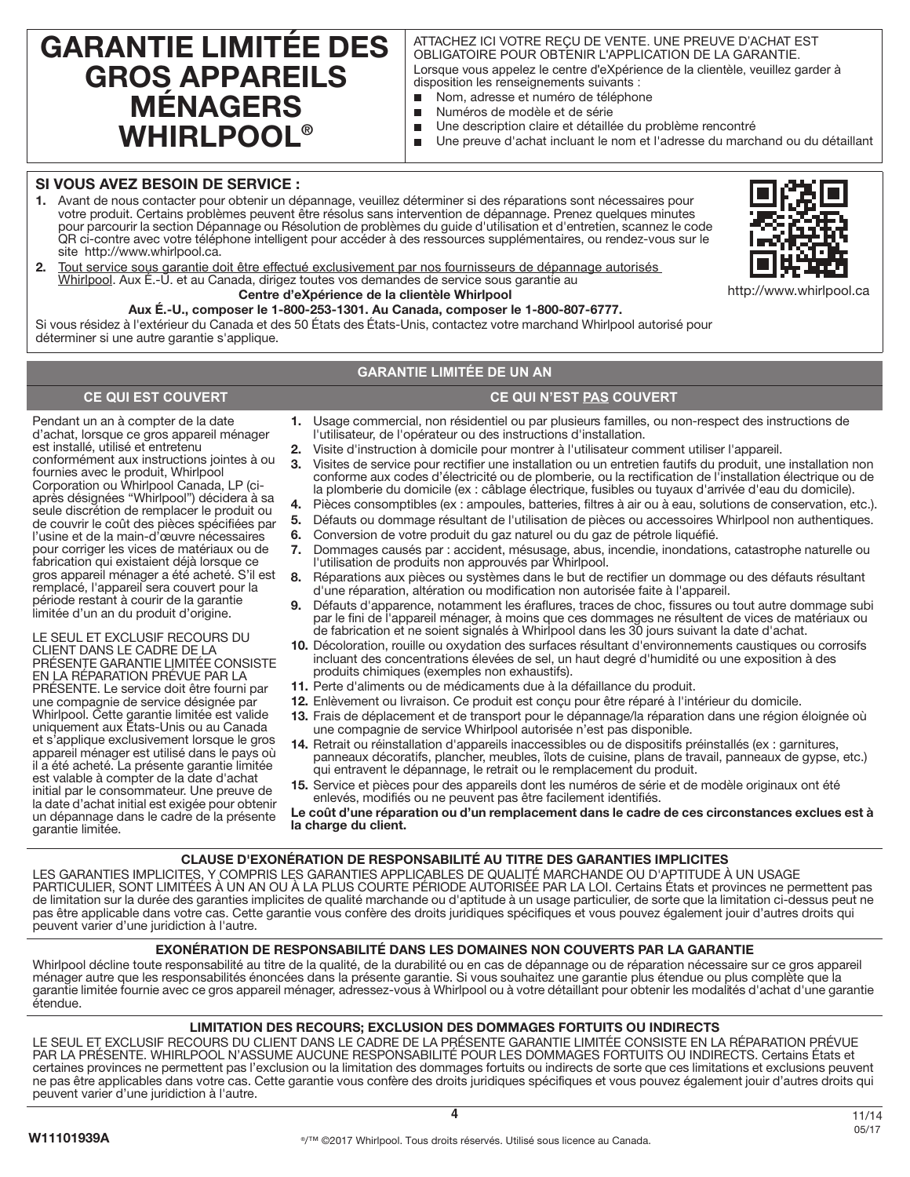# GARANTIE LIMITÉE DES GROS APPAREILS MÉNAGERS WHIRLPOOL®

ATTACHEZ ICI VOTRE REÇU DE VENTE. UNE PREUVE D'ACHAT EST OBLIGATOIRE POUR OBTENIR L'APPLICATION DE LA GARANTIE.

Lorsque vous appelez le centre d'eXpérience de la clientèle, veuillez garder à disposition les renseignements suivants :

- Nom, adresse et numéro de téléphone
- Numéros de modèle et de série
- Une description claire et détaillée du problème rencontré
- Une preuve d'achat incluant le nom et l'adresse du marchand ou du détaillant

## SI VOUS AVEZ BESOIN DE SERVICE :

1. Avant de nous contacter pour obtenir un dépannage, veuillez déterminer si des réparations sont nécessaires pour votre produit. Certains problèmes peuvent être résolus sans intervention de dépannage. Prenez quelques minutes pour parcourir la section Dépannage ou Résolution de problèmes du guide d'utilisation et d'entretien, scannez le code QR ci-contre avec votre téléphone intelligent pour accéder à des ressources supplémentaires, ou rendez-vous sur le site http://www.whirlpool.ca.
2. Tout service sous garantie doit être effectué exclusivement par nos fournisseurs de dépannage autorisés Whirlpool. Aux É.-U. et au Canada, dirigez toutes vos demandes de service sous garantie au

**Centre d'eXpérience de la clientèle Whirlpool**

**Aux É.-U., composer le 1-800-253-1301. Au Canada, composer le 1-800-807-6777.**

Si vous résidez à l'extérieur du Canada et des 50 États des États-Unis, contactez votre marchand Whirlpool autorisé pour déterminer si une autre garantie s'applique.

http://www.whirlpool.ca

## GARANTIE LIMITÉE DE UN AN

### CE QUI EST COUVERT

Pendant un an à compter de la date d'achat, lorsque ce gros appareil ménager est installé, utilisé et entretenu conformément aux instructions jointes à ou fournies avec le produit, Whirlpool Corporation ou Whirlpool Canada, LP (ci-après désignées "Whirlpool") décidera à sa seule discrétion de remplacer le produit ou de couvrir le coût des pièces spécifiées par l'usine et de la main-d'œuvre nécessaires pour corriger les vices de matériaux ou de fabrication qui existaient déjà lorsque ce gros appareil ménager a été acheté. S'il est remplacé, l'appareil sera couvert pour la période restant à courir de la garantie limitée d'un an du produit d'origine.

LE SEUL ET EXCLUSIF RECOURS DU CLIENT DANS LE CADRE DE LA PRÉSENTE GARANTIE LIMITÉE CONSISTE EN LA RÉPARATION PRÉVUE PAR LA PRÉSENTE. Le service doit être fourni par une compagnie de service désignée par Whirlpool. Cette garantie limitée est valide uniquement aux États-Unis ou au Canada et s'applique exclusivement lorsque le gros appareil ménager est utilisé dans le pays où il a été acheté. La présente garantie limitée est valable à compter de la date d'achat initial par le consommateur. Une preuve de la date d'achat initial est exigée pour obtenir un dépannage dans le cadre de la présente garantie limitée.

### CE QUI N'EST PAS COUVERT

1. Usage commercial, non résidentiel ou par plusieurs familles, ou non-respect des instructions de l'utilisateur, de l'opérateur ou des instructions d'installation.
2. Visite d'instruction à domicile pour montrer à l'utilisateur comment utiliser l'appareil.
3. Visites de service pour rectifier une installation ou un entretien fautifs du produit, une installation non conforme aux codes d'électricité ou de plomberie, ou la rectification de l'installation électrique ou de la plomberie du domicile (ex : câblage électrique, fusibles ou tuyaux d'arrivée d'eau du domicile).
4. Pièces consomptibles (ex : ampoules, batteries, filtres à air ou à eau, solutions de conservation, etc.).
5. Défauts ou dommage résultant de l'utilisation de pièces ou accessoires Whirlpool non authentiques.
6. Conversion de votre produit du gaz naturel ou du gaz de pétrole liquéfié.
7. Dommages causés par : accident, mésusage, abus, incendie, inondations, catastrophe naturelle ou l'utilisation de produits non approuvés par Whirlpool.
8. Réparations aux pièces ou systèmes dans le but de rectifier un dommage ou des défauts résultant d'une réparation, altération ou modification non autorisée faite à l'appareil.
9. Défauts d'apparence, notamment les éraflures, traces de choc, fissures ou tout autre dommage subi par le fini de l'appareil ménager, à moins que ces dommages ne résultent de vices de matériaux ou de fabrication et ne soient signalés à Whirlpool dans les 30 jours suivant la date d'achat.
10. Décoloration, rouille ou oxydation des surfaces résultant d'environnements caustiques ou corrosifs incluant des concentrations élevées de sel, un haut degré d'humidité ou une exposition à des produits chimiques (exemples non exhaustifs).
11. Perte d'aliments ou de médicaments due à la défaillance du produit.
12. Enlèvement ou livraison. Ce produit est conçu pour être réparé à l'intérieur du domicile.
13. Frais de déplacement et de transport pour le dépannage/la réparation dans une région éloignée où une compagnie de service Whirlpool autorisée n'est pas disponible.
14. Retrait ou réinstallation d'appareils inaccessibles ou de dispositifs préinstallés (ex : garnitures, panneaux décoratifs, plancher, meubles, îlots de cuisine, plans de travail, panneaux de gypse, etc.) qui entravent le dépannage, le retrait ou le remplacement du produit.
15. Service et pièces pour des appareils dont les numéros de série et de modèle originaux ont été enlevés, modifiés ou ne peuvent pas être facilement identifiés.

**Le coût d'une réparation ou d'un remplacement dans le cadre de ces circonstances exclues est à la charge du client.**

## CLAUSE D'EXONÉRATION DE RESPONSABILITÉ AU TITRE DES GARANTIES IMPLICITES

LES GARANTIES IMPLICITES, Y COMPRIS LES GARANTIES APPLICABLES DE QUALITÉ MARCHANDE OU D'APTITUDE À UN USAGE PARTICULIER, SONT LIMITÉES À UN AN OU À LA PLUS COURTE PÉRIODE AUTORISÉE PAR LA LOI. Certains États et provinces ne permettent pas de limitation sur la durée des garanties implicites de qualité marchande ou d'aptitude à un usage particulier, de sorte que la limitation ci-dessus peut ne pas être applicable dans votre cas. Cette garantie vous confère des droits juridiques spécifiques et vous pouvez également jouir d'autres droits qui peuvent varier d'une juridiction à l'autre.

## EXONÉRATION DE RESPONSABILITÉ DANS LES DOMAINES NON COUVERTS PAR LA GARANTIE

Whirlpool décline toute responsabilité au titre de la qualité, de la durabilité ou en cas de dépannage ou de réparation nécessaire sur ce gros appareil ménager autre que les responsabilités énoncées dans la présente garantie. Si vous souhaitez une garantie plus étendue ou plus complète que la garantie limitée fournie avec ce gros appareil ménager, adressez-vous à Whirlpool ou à votre détaillant pour obtenir les modalités d'achat d'une garantie étendue.

## LIMITATION DES RECOURS; EXCLUSION DES DOMMAGES FORTUITS OU INDIRECTS

LE SEUL ET EXCLUSIF RECOURS DU CLIENT DANS LE CADRE DE LA PRÉSENTE GARANTIE LIMITÉE CONSISTE EN LA RÉPARATION PRÉVUE PAR LA PRÉSENTE. WHIRLPOOL N'ASSUME AUCUNE RESPONSABILITÉ POUR LES DOMMAGES FORTUITS OU INDIRECTS. Certains États et certaines provinces ne permettent pas l'exclusion ou la limitation des dommages fortuits ou indirects de sorte que ces limitations et exclusions peuvent ne pas être applicables dans votre cas. Cette garantie vous confère des droits juridiques spécifiques et vous pouvez également jouir d'autres droits qui peuvent varier d'une juridiction à l'autre.

11/14
05/17

W11101939A

®/™ ©2017 Whirlpool. Tous droits réservés. Utilisé sous licence au Canada.